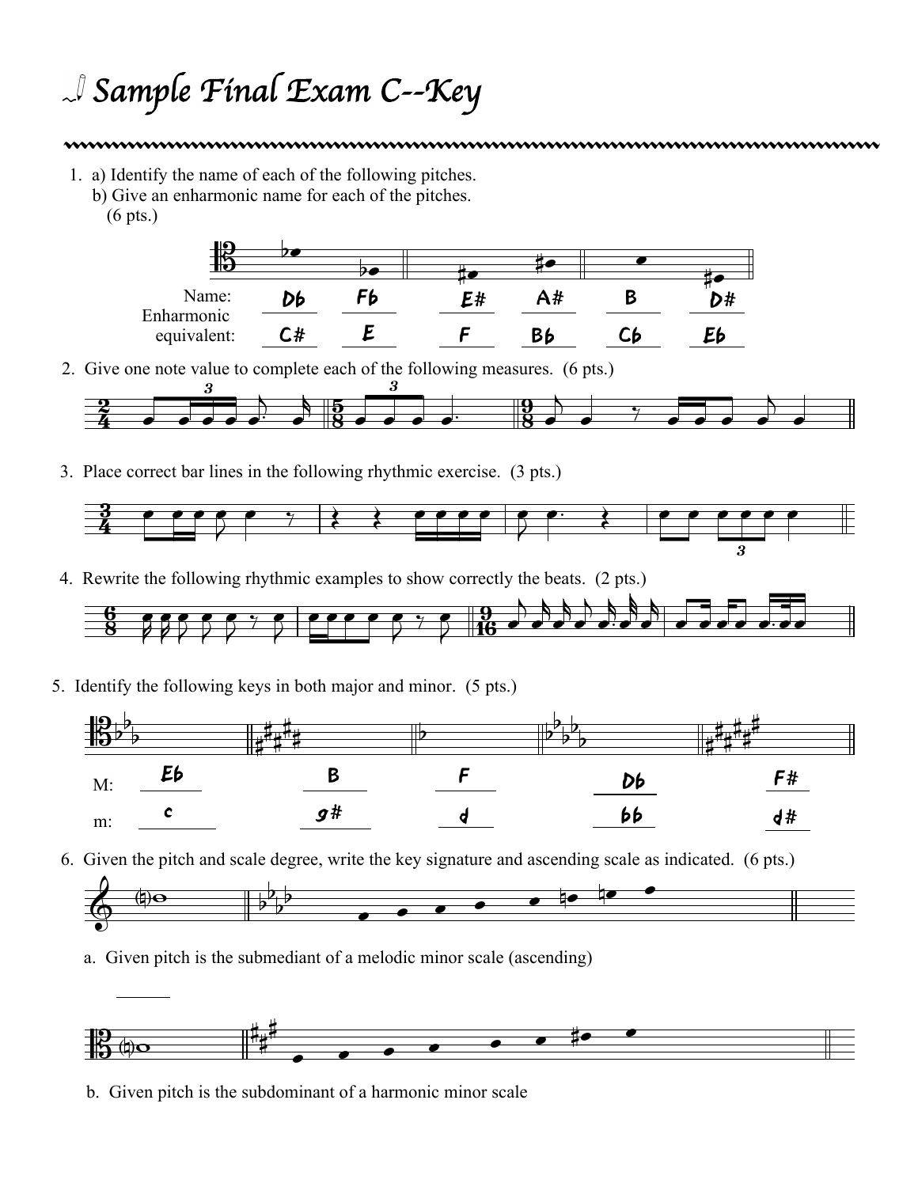# Sample Final Exam C--Key

1. a) Identify the name of each of the following pitches.
   b) Give an enharmonic name for each of the pitches.
   (6 pts.)

| | | | | | | |
|---|---|---|---|---|---|---|
| Name: | Db | Fb | E# | A# | B | D# |
| Enharmonic equivalent: | C# | E | F | Bb | Cb | Eb |

2. Give one note value to complete each of the following measures. (6 pts.)

3. Place correct bar lines in the following rhythmic exercise. (3 pts.)

4. Rewrite the following rhythmic examples to show correctly the beats. (2 pts.)

5. Identify the following keys in both major and minor. (5 pts.)

| | | | | | |
|---|---|---|---|---|---|
| M: | Eb | B | F | Db | F# |
| m: | c | g# | d | bb | d# |

6. Given the pitch and scale degree, write the key signature and ascending scale as indicated. (6 pts.)

   a. Given pitch is the submediant of a melodic minor scale (ascending)

   b. Given pitch is the subdominant of a harmonic minor scale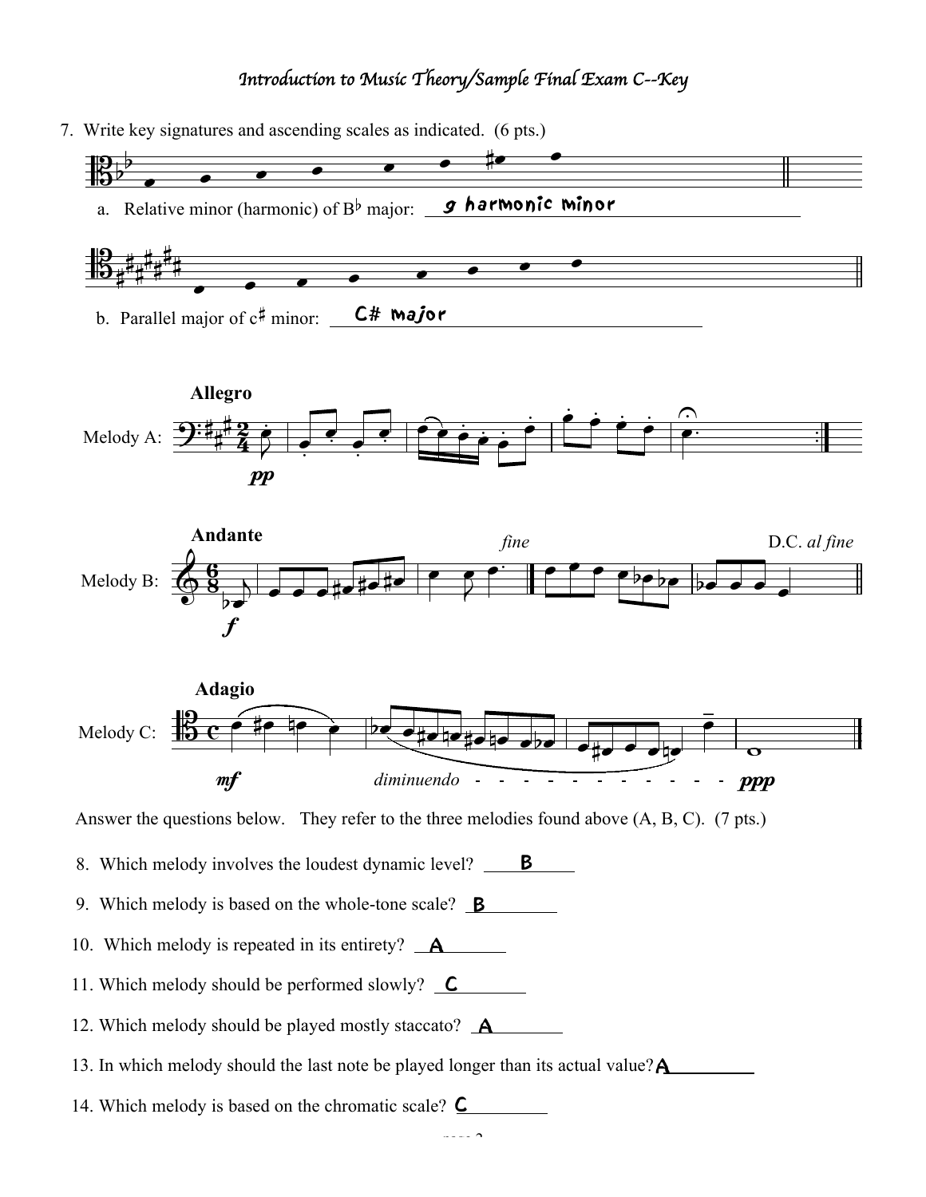# Introduction to Music Theory/Sample Final Exam C--Key

7. Write key signatures and ascending scales as indicated. (6 pts.)

   a. Relative minor (harmonic) of B♭ major: **g harmonic minor**

   b. Parallel major of c♯ minor: **C# major**

Melody A: **Allegro** *pp*

Melody B: **Andante** *f* *fine* D.C. *al fine*

Melody C: **Adagio** *mf* *diminuendo* - - - - - - - - - - - - - *ppp*

Answer the questions below. They refer to the three melodies found above (A, B, C). (7 pts.)

8. Which melody involves the loudest dynamic level? **B**
9. Which melody is based on the whole-tone scale? **B**
10. Which melody is repeated in its entirety? **A**
11. Which melody should be performed slowly? **C**
12. Which melody should be played mostly staccato? **A**
13. In which melody should the last note be played longer than its actual value? **A**
14. Which melody is based on the chromatic scale? **C**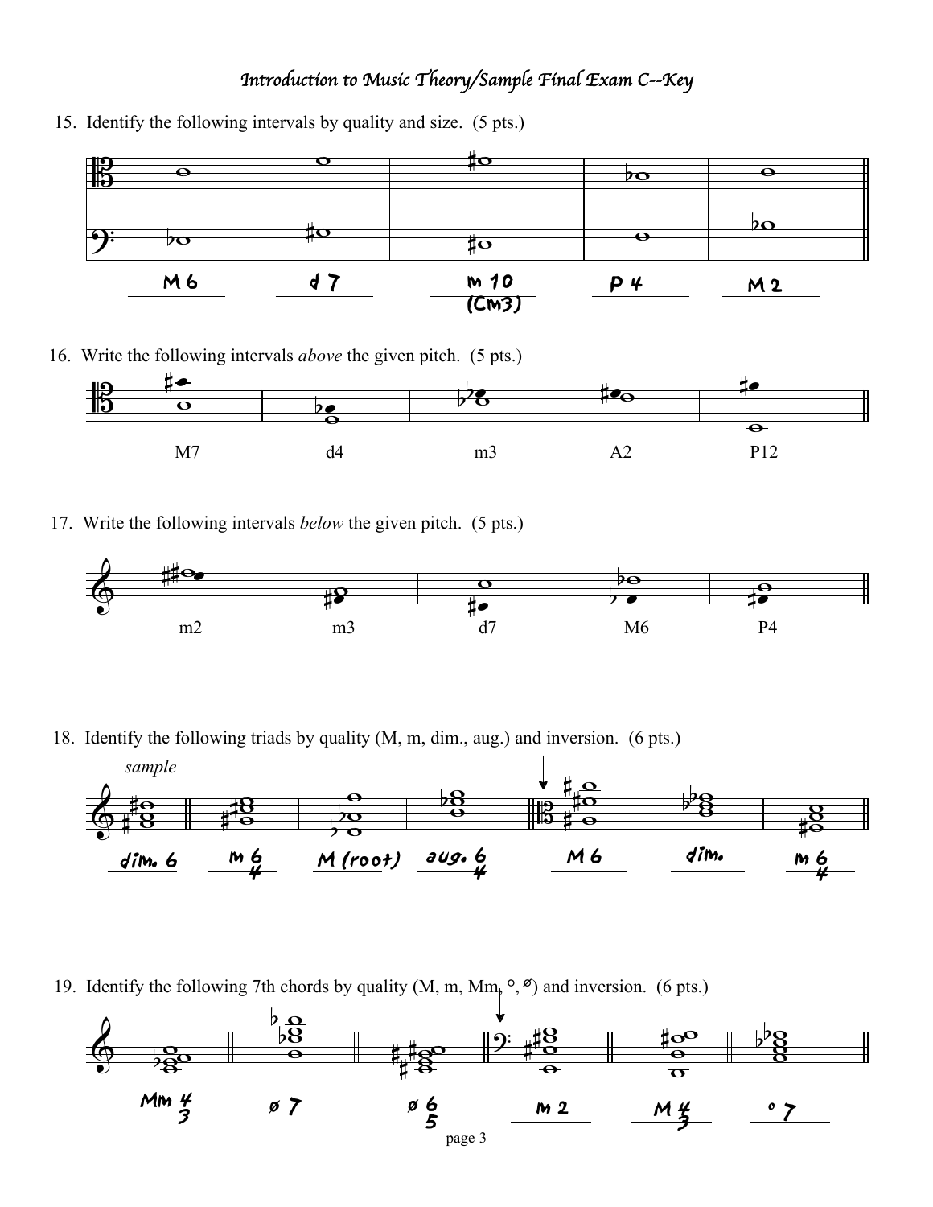## Introduction to Music Theory/Sample Final Exam C--Key

15. Identify the following intervals by quality and size. (5 pts.)

M 6 &nbsp;&nbsp;&nbsp; d 7 &nbsp;&nbsp;&nbsp; m 10 (CM3) &nbsp;&nbsp;&nbsp; P 4 &nbsp;&nbsp;&nbsp; M 2

16. Write the following intervals *above* the given pitch. (5 pts.)

M7 &nbsp;&nbsp;&nbsp; d4 &nbsp;&nbsp;&nbsp; m3 &nbsp;&nbsp;&nbsp; A2 &nbsp;&nbsp;&nbsp; P12

17. Write the following intervals *below* the given pitch. (5 pts.)

m2 &nbsp;&nbsp;&nbsp; m3 &nbsp;&nbsp;&nbsp; d7 &nbsp;&nbsp;&nbsp; M6 &nbsp;&nbsp;&nbsp; P4

18. Identify the following triads by quality (M, m, dim., aug.) and inversion. (6 pts.)

*sample*

dim. 6 &nbsp;&nbsp;&nbsp; m $^6_4$ &nbsp;&nbsp;&nbsp; M (root) &nbsp;&nbsp;&nbsp; aug. $^6_4$ &nbsp;&nbsp;&nbsp; M 6 &nbsp;&nbsp;&nbsp; dim. &nbsp;&nbsp;&nbsp; m $^6_4$

19. Identify the following 7th chords by quality (M, m, Mm, °, ø) and inversion. (6 pts.)

Mm $^4_3$ &nbsp;&nbsp;&nbsp; ø 7 &nbsp;&nbsp;&nbsp; ø $^6_5$ &nbsp;&nbsp;&nbsp; m 2 &nbsp;&nbsp;&nbsp; M $^4_3$ &nbsp;&nbsp;&nbsp; ° 7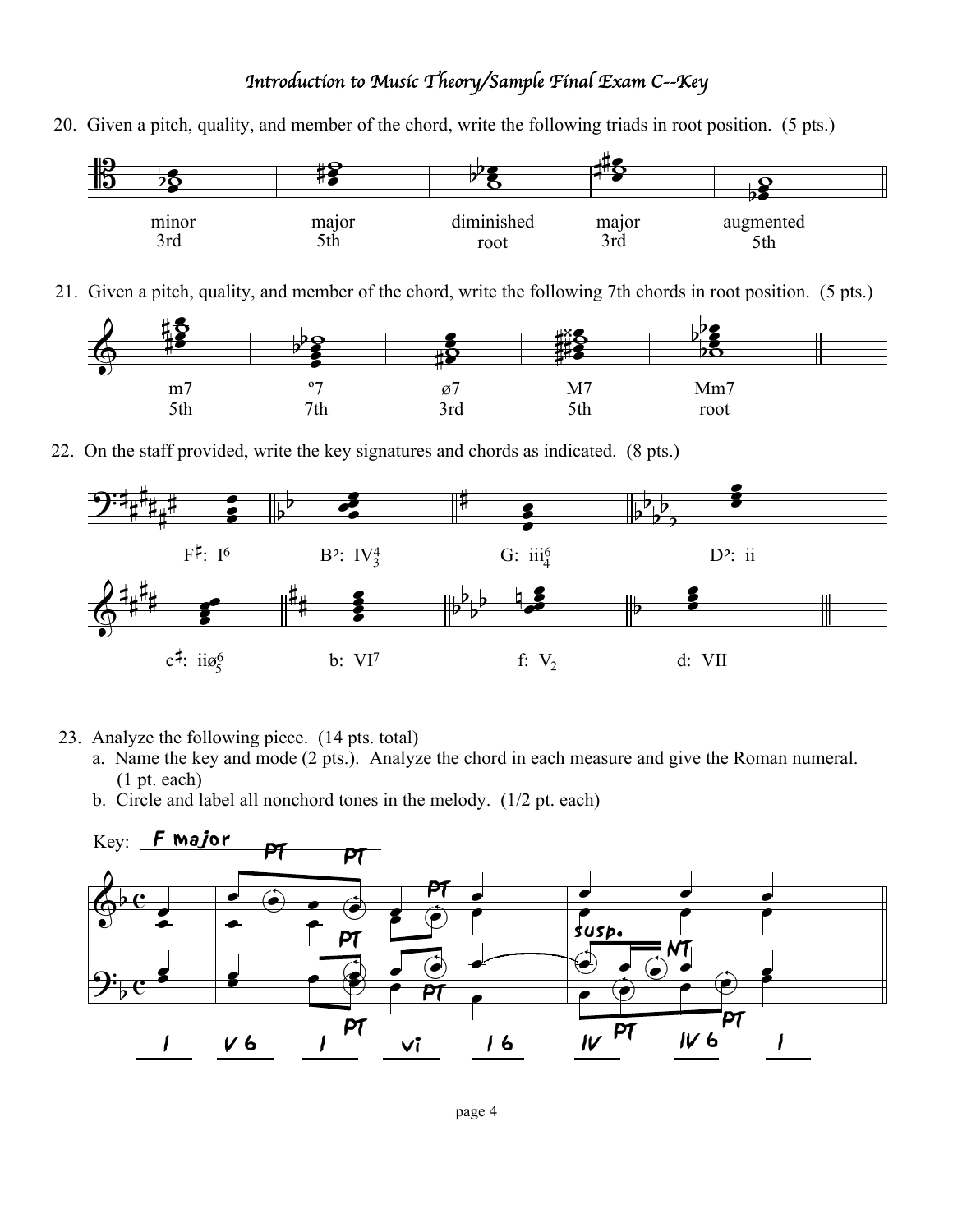## Introduction to Music Theory/Sample Final Exam C--Key

20. Given a pitch, quality, and member of the chord, write the following triads in root position. (5 pts.)

minor 3rd | major 5th | diminished root | major 3rd | augmented 5th

21. Given a pitch, quality, and member of the chord, write the following 7th chords in root position. (5 pts.)

m7 5th | º7 7th | ø7 3rd | M7 5th | Mm7 root

22. On the staff provided, write the key signatures and chords as indicated. (8 pts.)

F♯: I6 | B♭: IV$^4_3$ | G: iii$^6_4$ | D♭: ii

c♯: iiø$^6_5$ | b: VI7 | f: V2 | d: VII

23. Analyze the following piece. (14 pts. total)
    a. Name the key and mode (2 pts.). Analyze the chord in each measure and give the Roman numeral. (1 pt. each)
    b. Circle and label all nonchord tones in the melody. (1/2 pt. each)

Key: F major

PT PT PT PT PT PT susp. NT PT PT

I | V 6 | I | vi | I 6 | IV | IV 6 | I